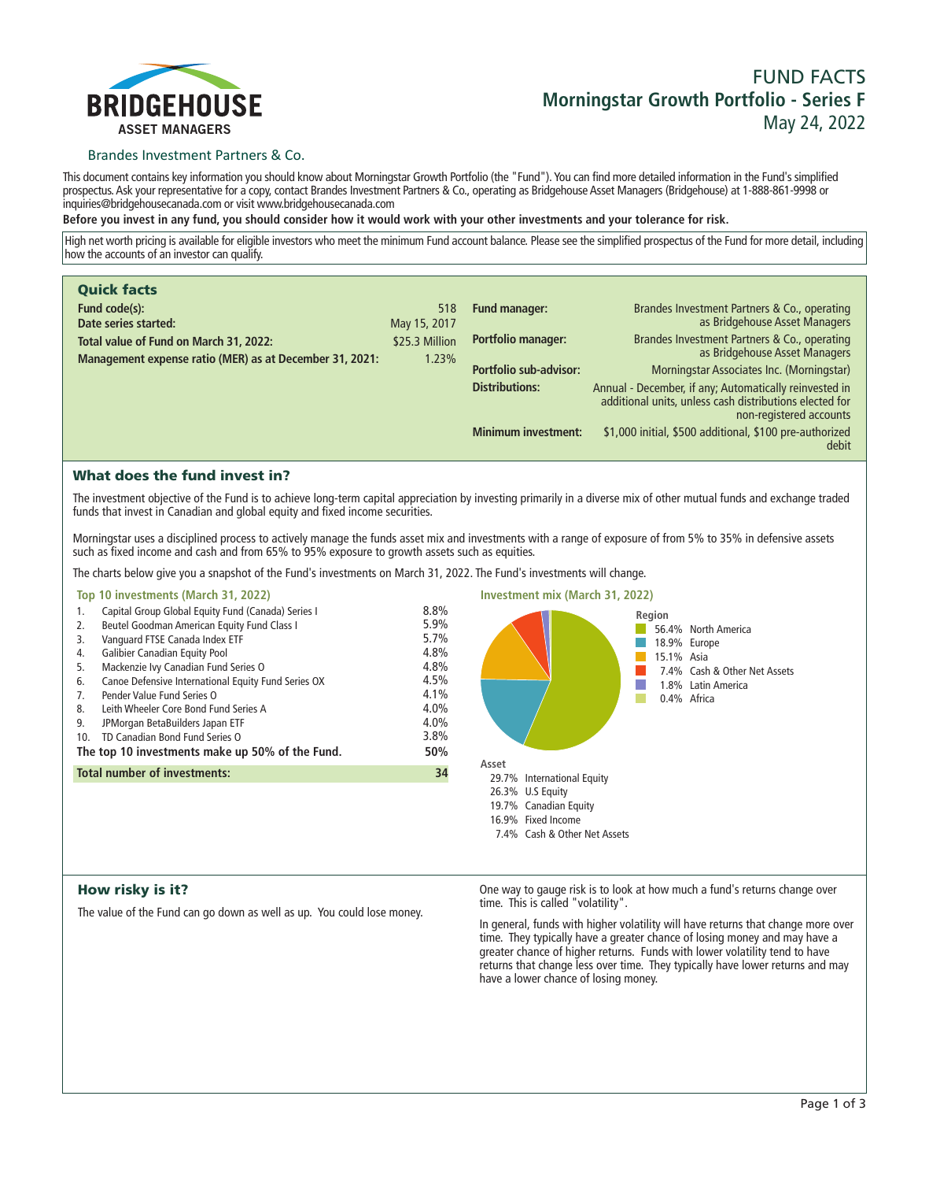# BRIDGEHOUSE ASSET MANAGERS

Brandes Investment Partners & Co.

# FUND FACTS
## Morningstar Growth Portfolio - Series F
May 24, 2022

This document contains key information you should know about Morningstar Growth Portfolio (the "Fund"). You can find more detailed information in the Fund's simplified prospectus. Ask your representative for a copy, contact Brandes Investment Partners & Co., operating as Bridgehouse Asset Managers (Bridgehouse) at 1-888-861-9998 or inquiries@bridgehousecanada.com or visit www.bridgehousecanada.com

**Before you invest in any fund, you should consider how it would work with your other investments and your tolerance for risk.**

High net worth pricing is available for eligible investors who meet the minimum Fund account balance. Please see the simplified prospectus of the Fund for more detail, including how the accounts of an investor can qualify.

## Quick facts

| | |
|---|---|
| **Fund code(s):** | 518 |
| **Date series started:** | May 15, 2017 |
| **Total value of Fund on March 31, 2022:** | $25.3 Million |
| **Management expense ratio (MER) as at December 31, 2021:** | 1.23% |
| **Fund manager:** | Brandes Investment Partners & Co., operating as Bridgehouse Asset Managers |
| **Portfolio manager:** | Brandes Investment Partners & Co., operating as Bridgehouse Asset Managers |
| **Portfolio sub-advisor:** | Morningstar Associates Inc. (Morningstar) |
| **Distributions:** | Annual - December, if any; Automatically reinvested in additional units, unless cash distributions elected for non-registered accounts |
| **Minimum investment:** | $1,000 initial, $500 additional, $100 pre-authorized debit |

## What does the fund invest in?

The investment objective of the Fund is to achieve long-term capital appreciation by investing primarily in a diverse mix of other mutual funds and exchange traded funds that invest in Canadian and global equity and fixed income securities.

Morningstar uses a disciplined process to actively manage the funds asset mix and investments with a range of exposure of from 5% to 35% in defensive assets such as fixed income and cash and from 65% to 95% exposure to growth assets such as equities.

The charts below give you a snapshot of the Fund's investments on March 31, 2022. The Fund's investments will change.

### Top 10 investments (March 31, 2022)

| | Investment | % |
|---|---|---|
| 1. | Capital Group Global Equity Fund (Canada) Series I | 8.8% |
| 2. | Beutel Goodman American Equity Fund Class I | 5.9% |
| 3. | Vanguard FTSE Canada Index ETF | 5.7% |
| 4. | Galibier Canadian Equity Pool | 4.8% |
| 5. | Mackenzie Ivy Canadian Fund Series O | 4.8% |
| 6. | Canoe Defensive International Equity Fund Series OX | 4.5% |
| 7. | Pender Value Fund Series O | 4.1% |
| 8. | Leith Wheeler Core Bond Fund Series A | 4.0% |
| 9. | JPMorgan BetaBuilders Japan ETF | 4.0% |
| 10. | TD Canadian Bond Fund Series O | 3.8% |
| | **The top 10 investments make up 50% of the Fund.** | **50%** |
| | **Total number of investments:** | **34** |

### Investment mix (March 31, 2022)

**Region**

| % | Region |
|---|---|
| 56.4% | North America |
| 18.9% | Europe |
| 15.1% | Asia |
| 7.4% | Cash & Other Net Assets |
| 1.8% | Latin America |
| 0.4% | Africa |

**Asset**

| % | Asset |
|---|---|
| 29.7% | International Equity |
| 26.3% | U.S Equity |
| 19.7% | Canadian Equity |
| 16.9% | Fixed Income |
| 7.4% | Cash & Other Net Assets |

## How risky is it?

The value of the Fund can go down as well as up. You could lose money.

One way to gauge risk is to look at how much a fund's returns change over time. This is called "volatility".

In general, funds with higher volatility will have returns that change more over time. They typically have a greater chance of losing money and may have a greater chance of higher returns. Funds with lower volatility tend to have returns that change less over time. They typically have lower returns and may have a lower chance of losing money.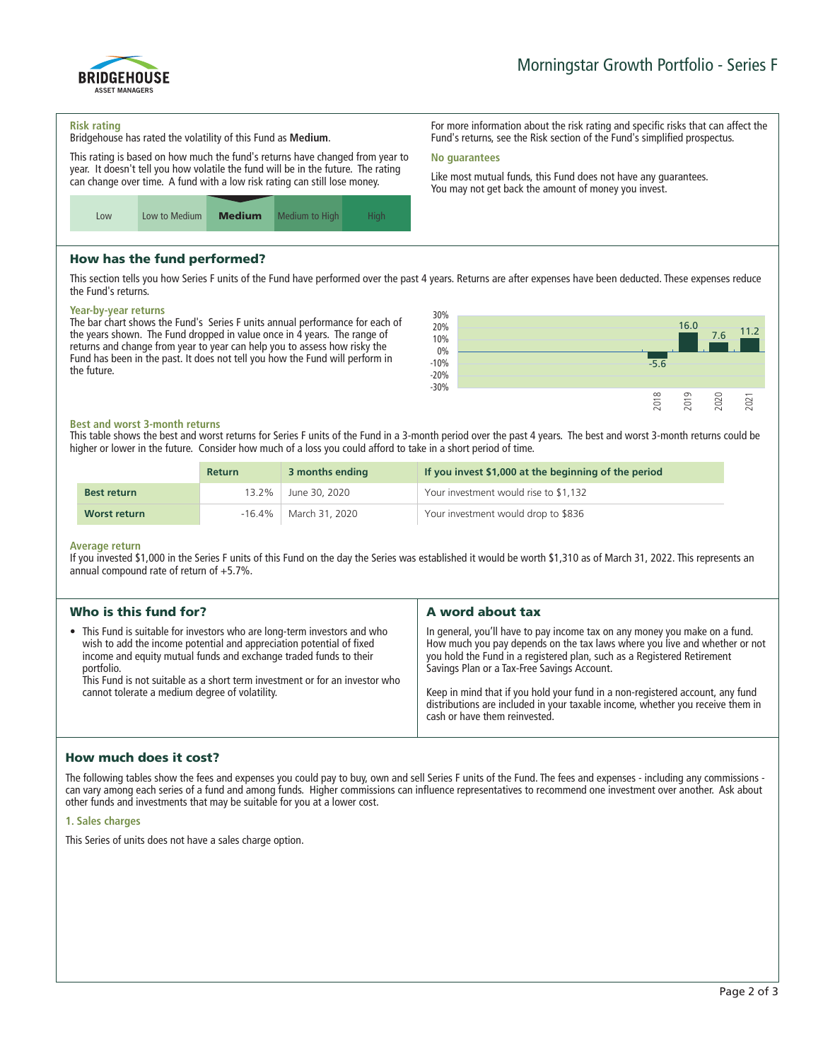# Morningstar Growth Portfolio - Series F

### Risk rating

Bridgehouse has rated the volatility of this Fund as **Medium**.

This rating is based on how much the fund's returns have changed from year to year. It doesn't tell you how volatile the fund will be in the future. The rating can change over time. A fund with a low risk rating can still lose money.

| Low | Low to Medium | **Medium** | Medium to High | High |
|---|---|---|---|---|

For more information about the risk rating and specific risks that can affect the Fund's returns, see the Risk section of the Fund's simplified prospectus.

### No guarantees

Like most mutual funds, this Fund does not have any guarantees. You may not get back the amount of money you invest.

## How has the fund performed?

This section tells you how Series F units of the Fund have performed over the past 4 years. Returns are after expenses have been deducted. These expenses reduce the Fund's returns.

### Year-by-year returns

The bar chart shows the Fund's Series F units annual performance for each of the years shown. The Fund dropped in value once in 4 years. The range of returns and change from year to year can help you to assess how risky the Fund has been in the past. It does not tell you how the Fund will perform in the future.

| Year | Return (%) |
|---|---|
| 2018 | -5.6 |
| 2019 | 16.0 |
| 2020 | 7.6 |
| 2021 | 11.2 |

### Best and worst 3-month returns

This table shows the best and worst returns for Series F units of the Fund in a 3-month period over the past 4 years. The best and worst 3-month returns could be higher or lower in the future. Consider how much of a loss you could afford to take in a short period of time.

| | Return | 3 months ending | If you invest $1,000 at the beginning of the period |
|---|---|---|---|
| **Best return** | 13.2% | June 30, 2020 | Your investment would rise to $1,132 |
| **Worst return** | -16.4% | March 31, 2020 | Your investment would drop to $836 |

### Average return

If you invested $1,000 in the Series F units of this Fund on the day the Series was established it would be worth $1,310 as of March 31, 2022. This represents an annual compound rate of return of +5.7%.

## Who is this fund for?

- This Fund is suitable for investors who are long-term investors and who wish to add the income potential and appreciation potential of fixed income and equity mutual funds and exchange traded funds to their portfolio.
  This Fund is not suitable as a short term investment or for an investor who cannot tolerate a medium degree of volatility.

## A word about tax

In general, you'll have to pay income tax on any money you make on a fund. How much you pay depends on the tax laws where you live and whether or not you hold the Fund in a registered plan, such as a Registered Retirement Savings Plan or a Tax-Free Savings Account.

Keep in mind that if you hold your fund in a non-registered account, any fund distributions are included in your taxable income, whether you receive them in cash or have them reinvested.

## How much does it cost?

The following tables show the fees and expenses you could pay to buy, own and sell Series F units of the Fund. The fees and expenses - including any commissions - can vary among each series of a fund and among funds. Higher commissions can influence representatives to recommend one investment over another. Ask about other funds and investments that may be suitable for you at a lower cost.

### 1. Sales charges

This Series of units does not have a sales charge option.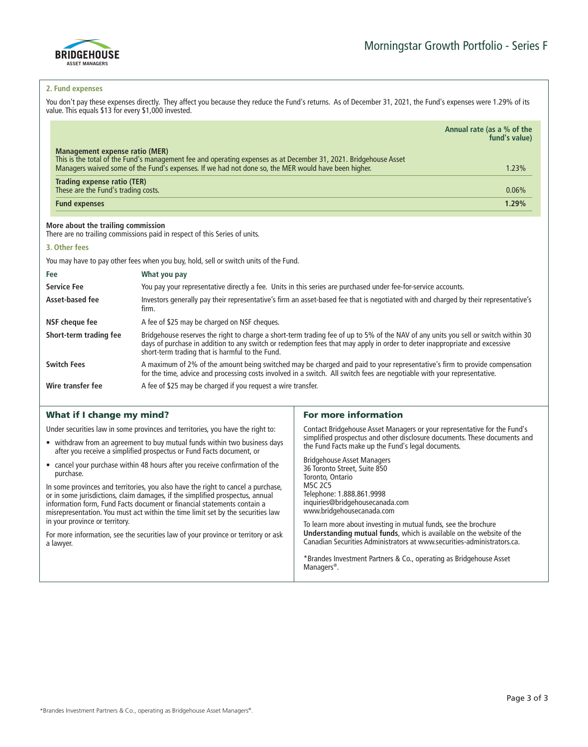## 2. Fund expenses

You don't pay these expenses directly. They affect you because they reduce the Fund's returns. As of December 31, 2021, the Fund's expenses were 1.29% of its value. This equals $13 for every $1,000 invested.

| | Annual rate (as a % of the fund's value) |
|---|---|
| **Management expense ratio (MER)**<br>This is the total of the Fund's management fee and operating expenses as at December 31, 2021. Bridgehouse Asset Managers waived some of the Fund's expenses. If we had not done so, the MER would have been higher. | 1.23% |
| **Trading expense ratio (TER)**<br>These are the Fund's trading costs. | 0.06% |
| **Fund expenses** | **1.29%** |

**More about the trailing commission**
There are no trailing commissions paid in respect of this Series of units.

## 3. Other fees

You may have to pay other fees when you buy, hold, sell or switch units of the Fund.

| Fee | What you pay |
|---|---|
| **Service Fee** | You pay your representative directly a fee. Units in this series are purchased under fee-for-service accounts. |
| **Asset-based fee** | Investors generally pay their representative's firm an asset-based fee that is negotiated with and charged by their representative's firm. |
| **NSF cheque fee** | A fee of $25 may be charged on NSF cheques. |
| **Short-term trading fee** | Bridgehouse reserves the right to charge a short-term trading fee of up to 5% of the NAV of any units you sell or switch within 30 days of purchase in addition to any switch or redemption fees that may apply in order to deter inappropriate and excessive short-term trading that is harmful to the Fund. |
| **Switch Fees** | A maximum of 2% of the amount being switched may be charged and paid to your representative's firm to provide compensation for the time, advice and processing costs involved in a switch. All switch fees are negotiable with your representative. |
| **Wire transfer fee** | A fee of $25 may be charged if you request a wire transfer. |

## What if I change my mind?

Under securities law in some provinces and territories, you have the right to:

- withdraw from an agreement to buy mutual funds within two business days after you receive a simplified prospectus or Fund Facts document, or
- cancel your purchase within 48 hours after you receive confirmation of the purchase.

In some provinces and territories, you also have the right to cancel a purchase, or in some jurisdictions, claim damages, if the simplified prospectus, annual information form, Fund Facts document or financial statements contain a misrepresentation. You must act within the time limit set by the securities law in your province or territory.

For more information, see the securities law of your province or territory or ask a lawyer.

## For more information

Contact Bridgehouse Asset Managers or your representative for the Fund's simplified prospectus and other disclosure documents. These documents and the Fund Facts make up the Fund's legal documents.

Bridgehouse Asset Managers
36 Toronto Street, Suite 850
Toronto, Ontario
M5C 2C5
Telephone: 1.888.861.9998
inquiries@bridgehousecanada.com
www.bridgehousecanada.com

To learn more about investing in mutual funds, see the brochure **Understanding mutual funds**, which is available on the website of the Canadian Securities Administrators at www.securities-administrators.ca.

*Brandes Investment Partners & Co., operating as Bridgehouse Asset Managers®.